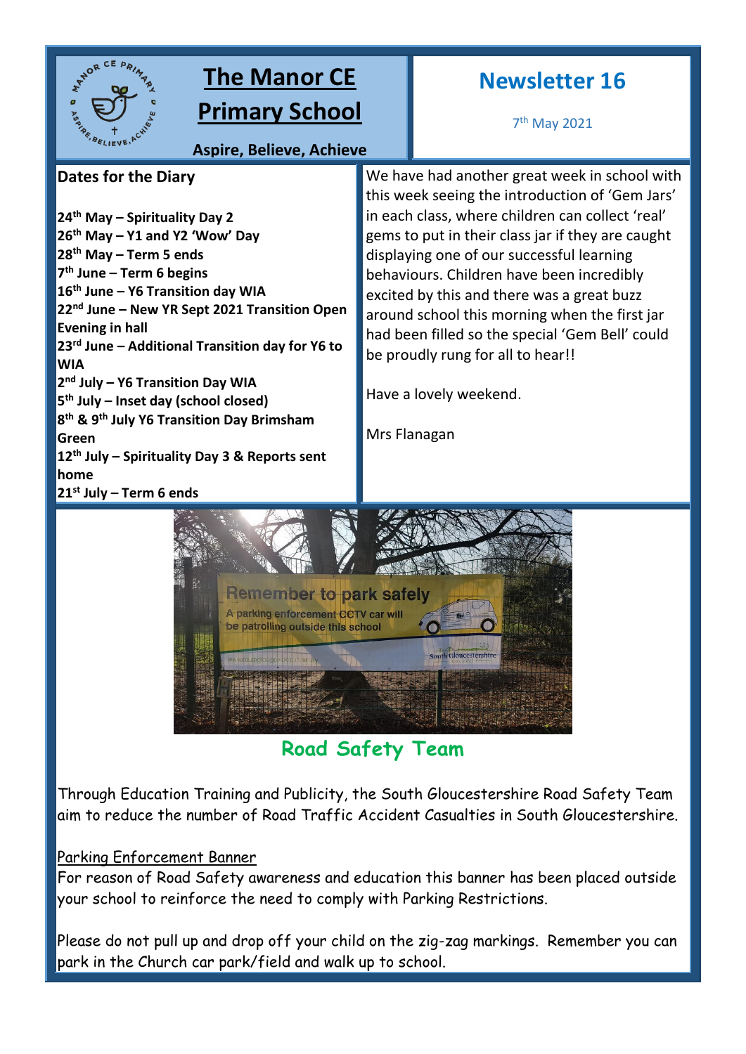# The Manor CE Primary School

Aspire, Believe, Achieve

## Newsletter 16

7th May 2021

### Dates for the Diary

**24th May – Spirituality Day 2**
**26th May – Y1 and Y2 'Wow' Day**
**28th May – Term 5 ends**
**7th June – Term 6 begins**
**16th June – Y6 Transition day WIA**
**22nd June – New YR Sept 2021 Transition Open Evening in hall**
**23rd June – Additional Transition day for Y6 to WIA**
**2nd July – Y6 Transition Day WIA**
**5th July – Inset day (school closed)**
**8th & 9th July Y6 Transition Day Brimsham Green**
**12th July – Spirituality Day 3 & Reports sent home**
**21st July – Term 6 ends**

We have had another great week in school with this week seeing the introduction of 'Gem Jars' in each class, where children can collect 'real' gems to put in their class jar if they are caught displaying one of our successful learning behaviours. Children have been incredibly excited by this and there was a great buzz around school this morning when the first jar had been filled so the special 'Gem Bell' could be proudly rung for all to hear!!

Have a lovely weekend.

Mrs Flanagan

## Road Safety Team

Through Education Training and Publicity, the South Gloucestershire Road Safety Team aim to reduce the number of Road Traffic Accident Casualties in South Gloucestershire.

Parking Enforcement Banner

For reason of Road Safety awareness and education this banner has been placed outside your school to reinforce the need to comply with Parking Restrictions.

Please do not pull up and drop off your child on the zig-zag markings. Remember you can park in the Church car park/field and walk up to school.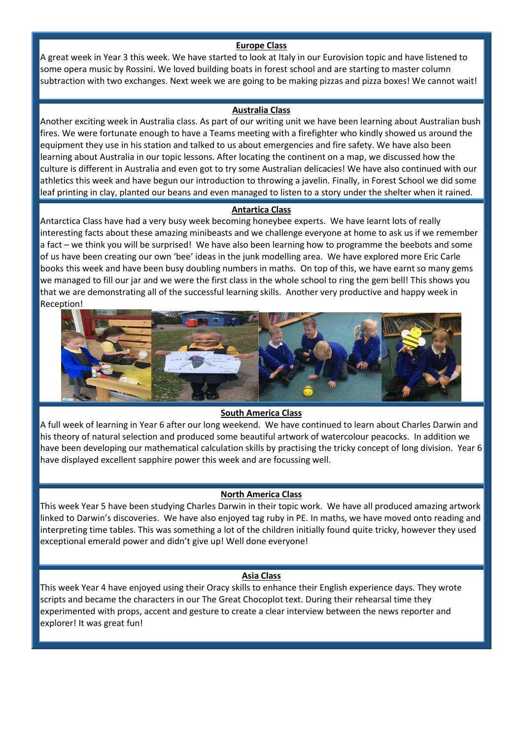## Europe Class

A great week in Year 3 this week. We have started to look at Italy in our Eurovision topic and have listened to some opera music by Rossini. We loved building boats in forest school and are starting to master column subtraction with two exchanges. Next week we are going to be making pizzas and pizza boxes! We cannot wait!

## Australia Class

Another exciting week in Australia class. As part of our writing unit we have been learning about Australian bush fires. We were fortunate enough to have a Teams meeting with a firefighter who kindly showed us around the equipment they use in his station and talked to us about emergencies and fire safety. We have also been learning about Australia in our topic lessons. After locating the continent on a map, we discussed how the culture is different in Australia and even got to try some Australian delicacies! We have also continued with our athletics this week and have begun our introduction to throwing a javelin. Finally, in Forest School we did some leaf printing in clay, planted our beans and even managed to listen to a story under the shelter when it rained.

## Antartica Class

Antarctica Class have had a very busy week becoming honeybee experts. We have learnt lots of really interesting facts about these amazing minibeasts and we challenge everyone at home to ask us if we remember a fact – we think you will be surprised! We have also been learning how to programme the beebots and some of us have been creating our own 'bee' ideas in the junk modelling area. We have explored more Eric Carle books this week and have been busy doubling numbers in maths. On top of this, we have earnt so many gems we managed to fill our jar and we were the first class in the whole school to ring the gem bell! This shows you that we are demonstrating all of the successful learning skills. Another very productive and happy week in Reception!

## South America Class

A full week of learning in Year 6 after our long weekend. We have continued to learn about Charles Darwin and his theory of natural selection and produced some beautiful artwork of watercolour peacocks. In addition we have been developing our mathematical calculation skills by practising the tricky concept of long division. Year 6 have displayed excellent sapphire power this week and are focussing well.

## North America Class

This week Year 5 have been studying Charles Darwin in their topic work. We have all produced amazing artwork linked to Darwin's discoveries. We have also enjoyed tag ruby in PE. In maths, we have moved onto reading and interpreting time tables. This was something a lot of the children initially found quite tricky, however they used exceptional emerald power and didn't give up! Well done everyone!

## Asia Class

This week Year 4 have enjoyed using their Oracy skills to enhance their English experience days. They wrote scripts and became the characters in our The Great Chocoplot text. During their rehearsal time they experimented with props, accent and gesture to create a clear interview between the news reporter and explorer! It was great fun!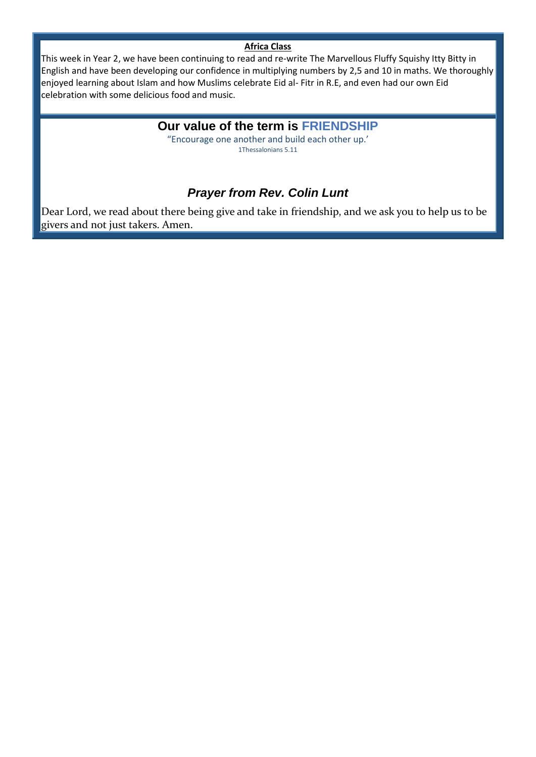**Africa Class**

This week in Year 2, we have been continuing to read and re-write The Marvellous Fluffy Squishy Itty Bitty in English and have been developing our confidence in multiplying numbers by 2,5 and 10 in maths. We thoroughly enjoyed learning about Islam and how Muslims celebrate Eid al- Fitr in R.E, and even had our own Eid celebration with some delicious food and music.

## Our value of the term is FRIENDSHIP

"Encourage one another and build each other up.'

1Thessalonians 5.11

## *Prayer from Rev. Colin Lunt*

Dear Lord, we read about there being give and take in friendship, and we ask you to help us to be givers and not just takers. Amen.